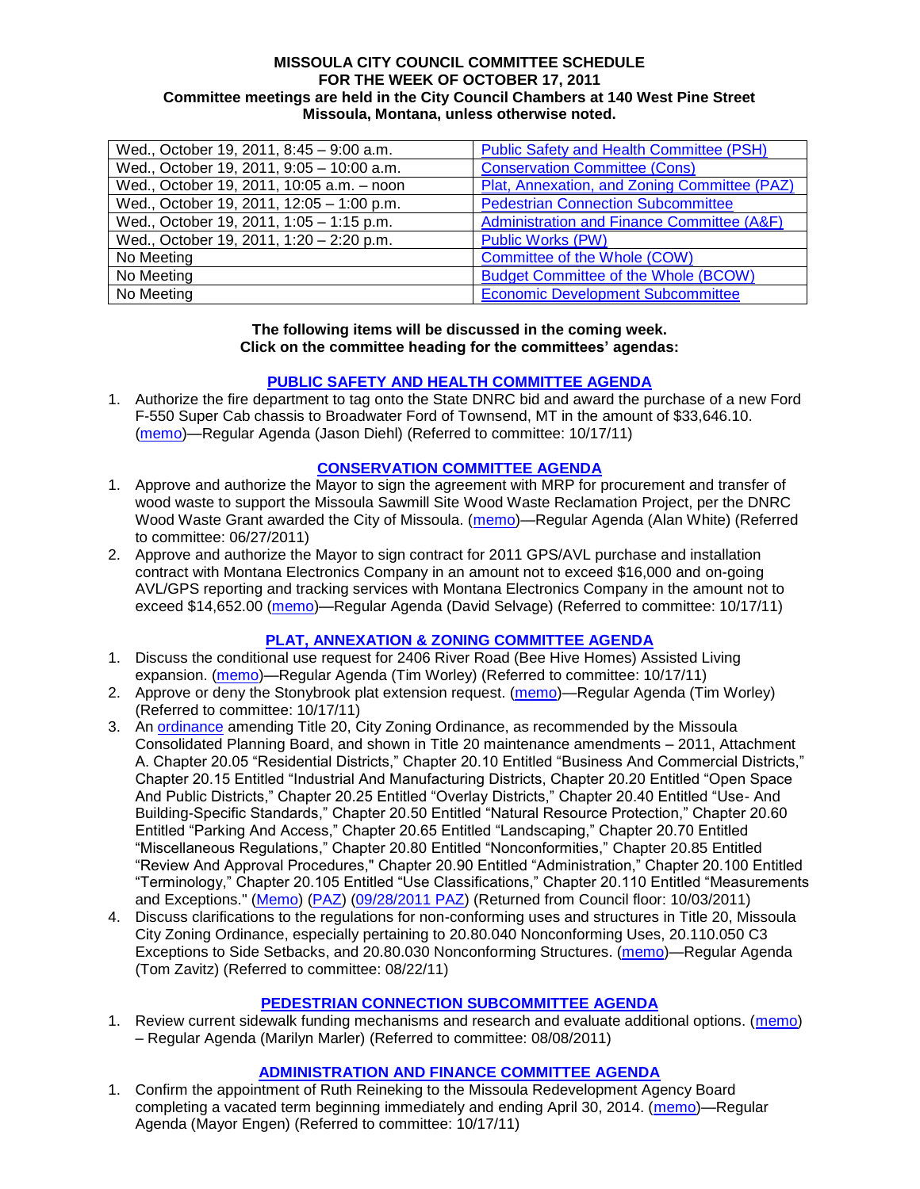**MISSOULA CITY COUNCIL COMMITTEE SCHEDULE**
**FOR THE WEEK OF OCTOBER 17, 2011**
**Committee meetings are held in the City Council Chambers at 140 West Pine Street**
**Missoula, Montana, unless otherwise noted.**

| | |
|---|---|
| Wed., October 19, 2011, 8:45 – 9:00 a.m. | Public Safety and Health Committee (PSH) |
| Wed., October 19, 2011, 9:05 – 10:00 a.m. | Conservation Committee (Cons) |
| Wed., October 19, 2011, 10:05 a.m. – noon | Plat, Annexation, and Zoning Committee (PAZ) |
| Wed., October 19, 2011, 12:05 – 1:00 p.m. | Pedestrian Connection Subcommittee |
| Wed., October 19, 2011, 1:05 – 1:15 p.m. | Administration and Finance Committee (A&F) |
| Wed., October 19, 2011, 1:20 – 2:20 p.m. | Public Works (PW) |
| No Meeting | Committee of the Whole (COW) |
| No Meeting | Budget Committee of the Whole (BCOW) |
| No Meeting | Economic Development Subcommittee |

**The following items will be discussed in the coming week.**
**Click on the committee heading for the committees' agendas:**

### PUBLIC SAFETY AND HEALTH COMMITTEE AGENDA

1. Authorize the fire department to tag onto the State DNRC bid and award the purchase of a new Ford F-550 Super Cab chassis to Broadwater Ford of Townsend, MT in the amount of $33,646.10. (memo)—Regular Agenda (Jason Diehl) (Referred to committee: 10/17/11)

### CONSERVATION COMMITTEE AGENDA

1. Approve and authorize the Mayor to sign the agreement with MRP for procurement and transfer of wood waste to support the Missoula Sawmill Site Wood Waste Reclamation Project, per the DNRC Wood Waste Grant awarded the City of Missoula. (memo)—Regular Agenda (Alan White) (Referred to committee: 06/27/2011)
2. Approve and authorize the Mayor to sign contract for 2011 GPS/AVL purchase and installation contract with Montana Electronics Company in an amount not to exceed $16,000 and on-going AVL/GPS reporting and tracking services with Montana Electronics Company in the amount not to exceed $14,652.00 (memo)—Regular Agenda (David Selvage) (Referred to committee: 10/17/11)

### PLAT, ANNEXATION & ZONING COMMITTEE AGENDA

1. Discuss the conditional use request for 2406 River Road (Bee Hive Homes) Assisted Living expansion. (memo)—Regular Agenda (Tim Worley) (Referred to committee: 10/17/11)
2. Approve or deny the Stonybrook plat extension request. (memo)—Regular Agenda (Tim Worley) (Referred to committee: 10/17/11)
3. An ordinance amending Title 20, City Zoning Ordinance, as recommended by the Missoula Consolidated Planning Board, and shown in Title 20 maintenance amendments – 2011, Attachment A. Chapter 20.05 "Residential Districts," Chapter 20.10 Entitled "Business And Commercial Districts," Chapter 20.15 Entitled "Industrial And Manufacturing Districts, Chapter 20.20 Entitled "Open Space And Public Districts," Chapter 20.25 Entitled "Overlay Districts," Chapter 20.40 Entitled "Use- And Building-Specific Standards," Chapter 20.50 Entitled "Natural Resource Protection," Chapter 20.60 Entitled "Parking And Access," Chapter 20.65 Entitled "Landscaping," Chapter 20.70 Entitled "Miscellaneous Regulations," Chapter 20.80 Entitled "Nonconformities," Chapter 20.85 Entitled "Review And Approval Procedures," Chapter 20.90 Entitled "Administration," Chapter 20.100 Entitled "Terminology," Chapter 20.105 Entitled "Use Classifications," Chapter 20.110 Entitled "Measurements and Exceptions." (Memo) (PAZ) (09/28/2011 PAZ) (Returned from Council floor: 10/03/2011)
4. Discuss clarifications to the regulations for non-conforming uses and structures in Title 20, Missoula City Zoning Ordinance, especially pertaining to 20.80.040 Nonconforming Uses, 20.110.050 C3 Exceptions to Side Setbacks, and 20.80.030 Nonconforming Structures. (memo)—Regular Agenda (Tom Zavitz) (Referred to committee: 08/22/11)

### PEDESTRIAN CONNECTION SUBCOMMITTEE AGENDA

1. Review current sidewalk funding mechanisms and research and evaluate additional options. (memo) – Regular Agenda (Marilyn Marler) (Referred to committee: 08/08/2011)

### ADMINISTRATION AND FINANCE COMMITTEE AGENDA

1. Confirm the appointment of Ruth Reineking to the Missoula Redevelopment Agency Board completing a vacated term beginning immediately and ending April 30, 2014. (memo)—Regular Agenda (Mayor Engen) (Referred to committee: 10/17/11)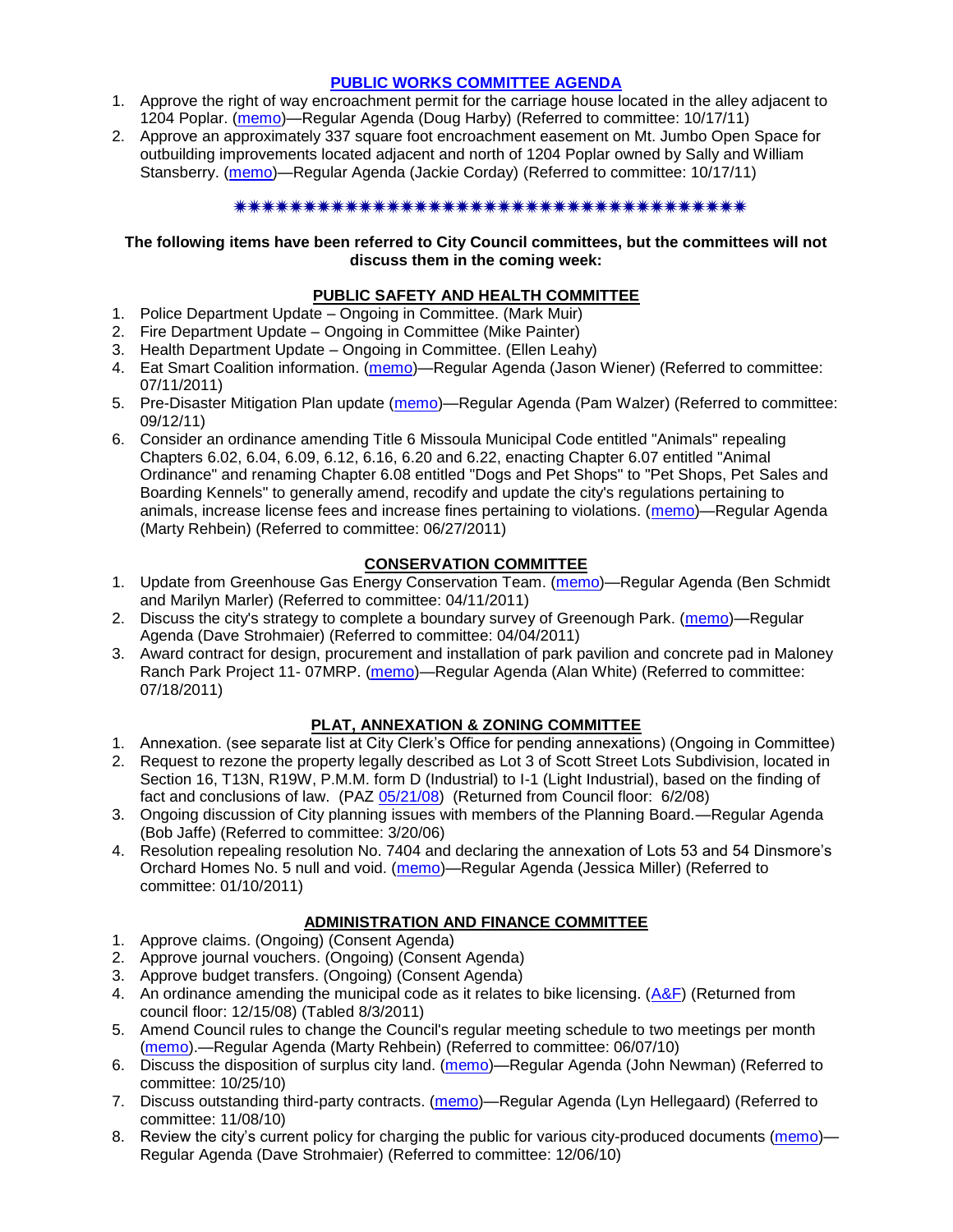## PUBLIC WORKS COMMITTEE AGENDA

1. Approve the right of way encroachment permit for the carriage house located in the alley adjacent to 1204 Poplar. (memo)—Regular Agenda (Doug Harby) (Referred to committee: 10/17/11)
2. Approve an approximately 337 square foot encroachment easement on Mt. Jumbo Open Space for outbuilding improvements located adjacent and north of 1204 Poplar owned by Sally and William Stansberry. (memo)—Regular Agenda (Jackie Corday) (Referred to committee: 10/17/11)

✷✷✷✷✷✷✷✷✷✷✷✷✷✷✷✷✷✷✷✷✷✷✷✷✷✷✷✷✷✷✷✷✷✷✷✷✷

**The following items have been referred to City Council committees, but the committees will not discuss them in the coming week:**

## PUBLIC SAFETY AND HEALTH COMMITTEE

1. Police Department Update – Ongoing in Committee. (Mark Muir)
2. Fire Department Update – Ongoing in Committee (Mike Painter)
3. Health Department Update – Ongoing in Committee. (Ellen Leahy)
4. Eat Smart Coalition information. (memo)—Regular Agenda (Jason Wiener) (Referred to committee: 07/11/2011)
5. Pre-Disaster Mitigation Plan update (memo)—Regular Agenda (Pam Walzer) (Referred to committee: 09/12/11)
6. Consider an ordinance amending Title 6 Missoula Municipal Code entitled "Animals" repealing Chapters 6.02, 6.04, 6.09, 6.12, 6.16, 6.20 and 6.22, enacting Chapter 6.07 entitled "Animal Ordinance" and renaming Chapter 6.08 entitled "Dogs and Pet Shops" to "Pet Shops, Pet Sales and Boarding Kennels" to generally amend, recodify and update the city's regulations pertaining to animals, increase license fees and increase fines pertaining to violations. (memo)—Regular Agenda (Marty Rehbein) (Referred to committee: 06/27/2011)

## CONSERVATION COMMITTEE

1. Update from Greenhouse Gas Energy Conservation Team. (memo)—Regular Agenda (Ben Schmidt and Marilyn Marler) (Referred to committee: 04/11/2011)
2. Discuss the city's strategy to complete a boundary survey of Greenough Park. (memo)—Regular Agenda (Dave Strohmaier) (Referred to committee: 04/04/2011)
3. Award contract for design, procurement and installation of park pavilion and concrete pad in Maloney Ranch Park Project 11- 07MRP. (memo)—Regular Agenda (Alan White) (Referred to committee: 07/18/2011)

## PLAT, ANNEXATION & ZONING COMMITTEE

1. Annexation. (see separate list at City Clerk's Office for pending annexations) (Ongoing in Committee)
2. Request to rezone the property legally described as Lot 3 of Scott Street Lots Subdivision, located in Section 16, T13N, R19W, P.M.M. form D (Industrial) to I-1 (Light Industrial), based on the finding of fact and conclusions of law. (PAZ 05/21/08) (Returned from Council floor: 6/2/08)
3. Ongoing discussion of City planning issues with members of the Planning Board.—Regular Agenda (Bob Jaffe) (Referred to committee: 3/20/06)
4. Resolution repealing resolution No. 7404 and declaring the annexation of Lots 53 and 54 Dinsmore's Orchard Homes No. 5 null and void. (memo)—Regular Agenda (Jessica Miller) (Referred to committee: 01/10/2011)

## ADMINISTRATION AND FINANCE COMMITTEE

1. Approve claims. (Ongoing) (Consent Agenda)
2. Approve journal vouchers. (Ongoing) (Consent Agenda)
3. Approve budget transfers. (Ongoing) (Consent Agenda)
4. An ordinance amending the municipal code as it relates to bike licensing. (A&F) (Returned from council floor: 12/15/08) (Tabled 8/3/2011)
5. Amend Council rules to change the Council's regular meeting schedule to two meetings per month (memo).—Regular Agenda (Marty Rehbein) (Referred to committee: 06/07/10)
6. Discuss the disposition of surplus city land. (memo)—Regular Agenda (John Newman) (Referred to committee: 10/25/10)
7. Discuss outstanding third-party contracts. (memo)—Regular Agenda (Lyn Hellegaard) (Referred to committee: 11/08/10)
8. Review the city's current policy for charging the public for various city-produced documents (memo)—Regular Agenda (Dave Strohmaier) (Referred to committee: 12/06/10)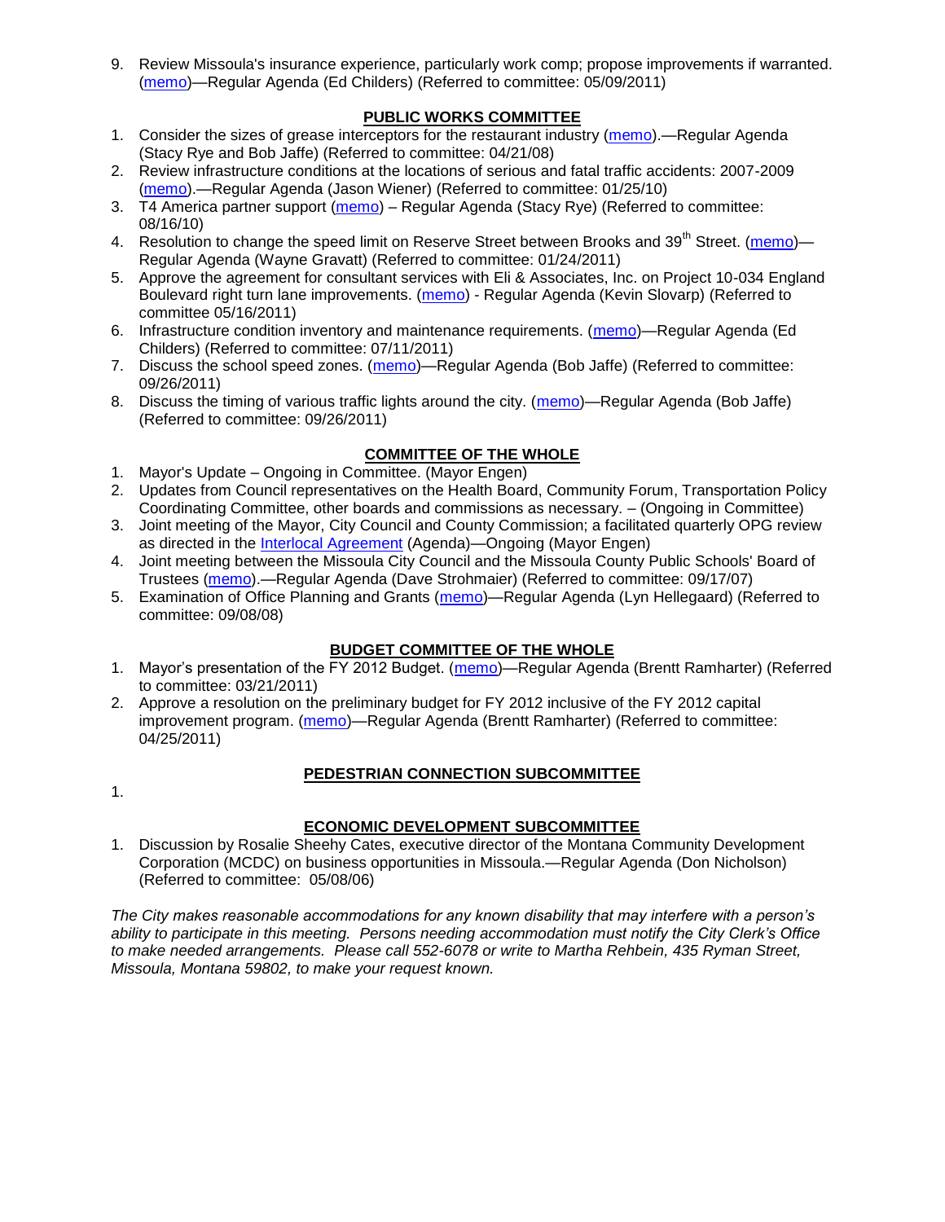9. Review Missoula's insurance experience, particularly work comp; propose improvements if warranted. (memo)—Regular Agenda (Ed Childers) (Referred to committee: 05/09/2011)

## PUBLIC WORKS COMMITTEE

1. Consider the sizes of grease interceptors for the restaurant industry (memo).—Regular Agenda (Stacy Rye and Bob Jaffe) (Referred to committee: 04/21/08)
2. Review infrastructure conditions at the locations of serious and fatal traffic accidents: 2007-2009 (memo).—Regular Agenda (Jason Wiener) (Referred to committee: 01/25/10)
3. T4 America partner support (memo) – Regular Agenda (Stacy Rye) (Referred to committee: 08/16/10)
4. Resolution to change the speed limit on Reserve Street between Brooks and 39th Street. (memo)—Regular Agenda (Wayne Gravatt) (Referred to committee: 01/24/2011)
5. Approve the agreement for consultant services with Eli & Associates, Inc. on Project 10-034 England Boulevard right turn lane improvements. (memo) - Regular Agenda (Kevin Slovarp) (Referred to committee 05/16/2011)
6. Infrastructure condition inventory and maintenance requirements. (memo)—Regular Agenda (Ed Childers) (Referred to committee: 07/11/2011)
7. Discuss the school speed zones. (memo)—Regular Agenda (Bob Jaffe) (Referred to committee: 09/26/2011)
8. Discuss the timing of various traffic lights around the city. (memo)—Regular Agenda (Bob Jaffe) (Referred to committee: 09/26/2011)

## COMMITTEE OF THE WHOLE

1. Mayor's Update – Ongoing in Committee. (Mayor Engen)
2. Updates from Council representatives on the Health Board, Community Forum, Transportation Policy Coordinating Committee, other boards and commissions as necessary. – (Ongoing in Committee)
3. Joint meeting of the Mayor, City Council and County Commission; a facilitated quarterly OPG review as directed in the Interlocal Agreement (Agenda)—Ongoing (Mayor Engen)
4. Joint meeting between the Missoula City Council and the Missoula County Public Schools' Board of Trustees (memo).—Regular Agenda (Dave Strohmaier) (Referred to committee: 09/17/07)
5. Examination of Office Planning and Grants (memo)—Regular Agenda (Lyn Hellegaard) (Referred to committee: 09/08/08)

## BUDGET COMMITTEE OF THE WHOLE

1. Mayor's presentation of the FY 2012 Budget. (memo)—Regular Agenda (Brentt Ramharter) (Referred to committee: 03/21/2011)
2. Approve a resolution on the preliminary budget for FY 2012 inclusive of the FY 2012 capital improvement program. (memo)—Regular Agenda (Brentt Ramharter) (Referred to committee: 04/25/2011)

## PEDESTRIAN CONNECTION SUBCOMMITTEE

1.

## ECONOMIC DEVELOPMENT SUBCOMMITTEE

1. Discussion by Rosalie Sheehy Cates, executive director of the Montana Community Development Corporation (MCDC) on business opportunities in Missoula.—Regular Agenda (Don Nicholson) (Referred to committee: 05/08/06)

*The City makes reasonable accommodations for any known disability that may interfere with a person's ability to participate in this meeting. Persons needing accommodation must notify the City Clerk's Office to make needed arrangements. Please call 552-6078 or write to Martha Rehbein, 435 Ryman Street, Missoula, Montana 59802, to make your request known.*